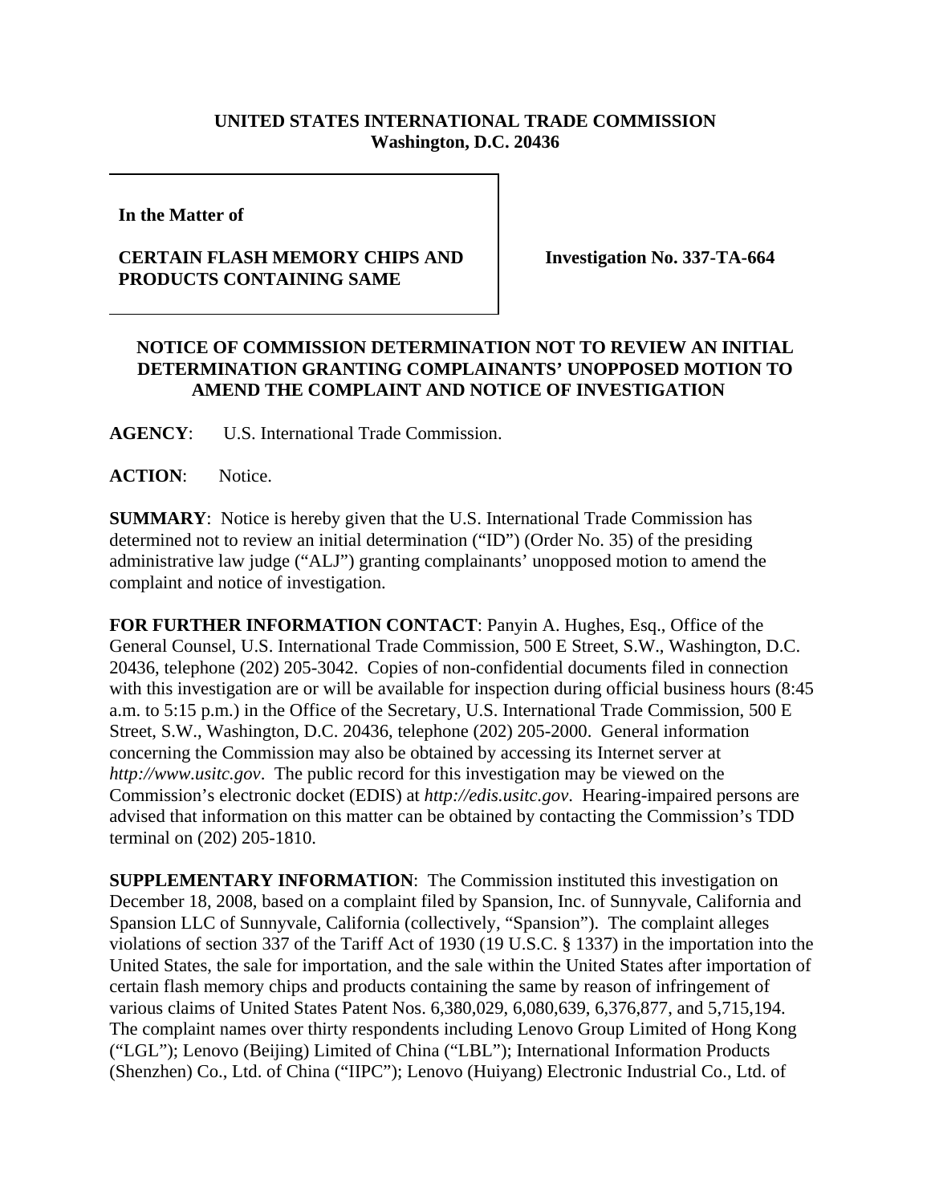**UNITED STATES INTERNATIONAL TRADE COMMISSION**
**Washington, D.C. 20436**

**In the Matter of**

**CERTAIN FLASH MEMORY CHIPS AND PRODUCTS CONTAINING SAME**

**Investigation No. 337-TA-664**

**NOTICE OF COMMISSION DETERMINATION NOT TO REVIEW AN INITIAL DETERMINATION GRANTING COMPLAINANTS' UNOPPOSED MOTION TO AMEND THE COMPLAINT AND NOTICE OF INVESTIGATION**

**AGENCY**: U.S. International Trade Commission.

**ACTION**: Notice.

**SUMMARY**: Notice is hereby given that the U.S. International Trade Commission has determined not to review an initial determination ("ID") (Order No. 35) of the presiding administrative law judge ("ALJ") granting complainants' unopposed motion to amend the complaint and notice of investigation.

**FOR FURTHER INFORMATION CONTACT**: Panyin A. Hughes, Esq., Office of the General Counsel, U.S. International Trade Commission, 500 E Street, S.W., Washington, D.C. 20436, telephone (202) 205-3042. Copies of non-confidential documents filed in connection with this investigation are or will be available for inspection during official business hours (8:45 a.m. to 5:15 p.m.) in the Office of the Secretary, U.S. International Trade Commission, 500 E Street, S.W., Washington, D.C. 20436, telephone (202) 205-2000. General information concerning the Commission may also be obtained by accessing its Internet server at *http://www.usitc.gov*. The public record for this investigation may be viewed on the Commission's electronic docket (EDIS) at *http://edis.usitc.gov*. Hearing-impaired persons are advised that information on this matter can be obtained by contacting the Commission's TDD terminal on (202) 205-1810.

**SUPPLEMENTARY INFORMATION**: The Commission instituted this investigation on December 18, 2008, based on a complaint filed by Spansion, Inc. of Sunnyvale, California and Spansion LLC of Sunnyvale, California (collectively, "Spansion"). The complaint alleges violations of section 337 of the Tariff Act of 1930 (19 U.S.C. § 1337) in the importation into the United States, the sale for importation, and the sale within the United States after importation of certain flash memory chips and products containing the same by reason of infringement of various claims of United States Patent Nos. 6,380,029, 6,080,639, 6,376,877, and 5,715,194. The complaint names over thirty respondents including Lenovo Group Limited of Hong Kong ("LGL"); Lenovo (Beijing) Limited of China ("LBL"); International Information Products (Shenzhen) Co., Ltd. of China ("IIPC"); Lenovo (Huiyang) Electronic Industrial Co., Ltd. of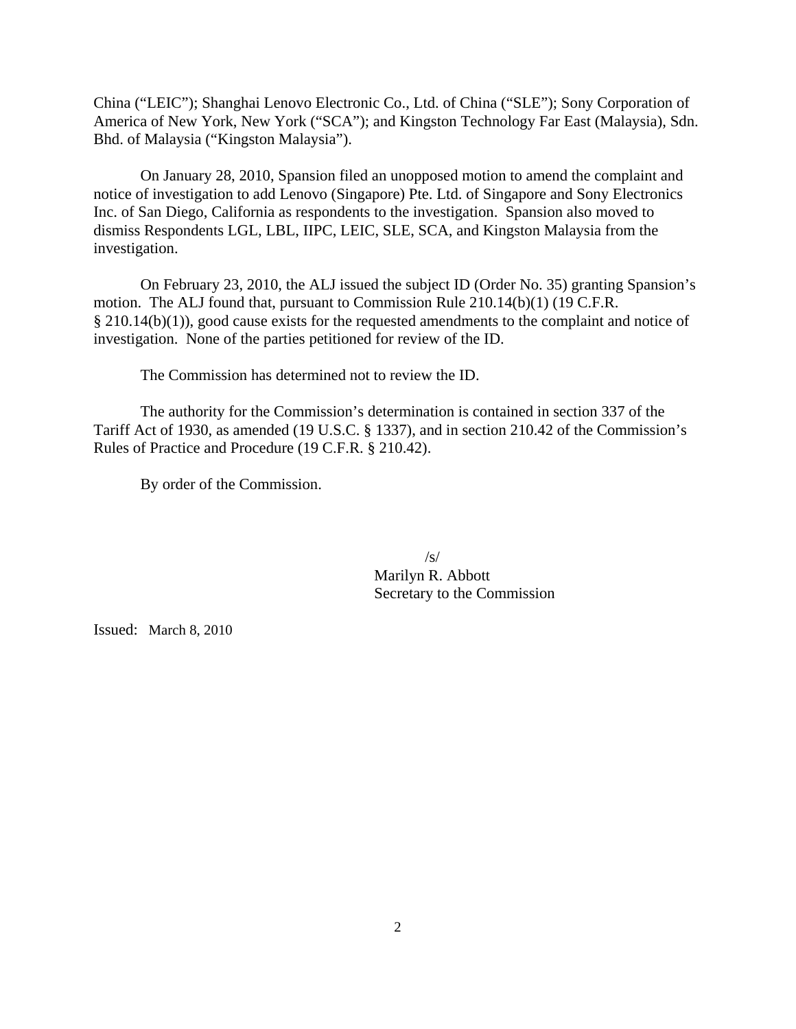China ("LEIC"); Shanghai Lenovo Electronic Co., Ltd. of China ("SLE"); Sony Corporation of America of New York, New York ("SCA"); and Kingston Technology Far East (Malaysia), Sdn. Bhd. of Malaysia ("Kingston Malaysia").

On January 28, 2010, Spansion filed an unopposed motion to amend the complaint and notice of investigation to add Lenovo (Singapore) Pte. Ltd. of Singapore and Sony Electronics Inc. of San Diego, California as respondents to the investigation. Spansion also moved to dismiss Respondents LGL, LBL, IIPC, LEIC, SLE, SCA, and Kingston Malaysia from the investigation.

On February 23, 2010, the ALJ issued the subject ID (Order No. 35) granting Spansion's motion. The ALJ found that, pursuant to Commission Rule 210.14(b)(1) (19 C.F.R. § 210.14(b)(1)), good cause exists for the requested amendments to the complaint and notice of investigation. None of the parties petitioned for review of the ID.

The Commission has determined not to review the ID.

The authority for the Commission's determination is contained in section 337 of the Tariff Act of 1930, as amended (19 U.S.C. § 1337), and in section 210.42 of the Commission's Rules of Practice and Procedure (19 C.F.R. § 210.42).

By order of the Commission.

/s/
Marilyn R. Abbott
Secretary to the Commission

Issued: March 8, 2010